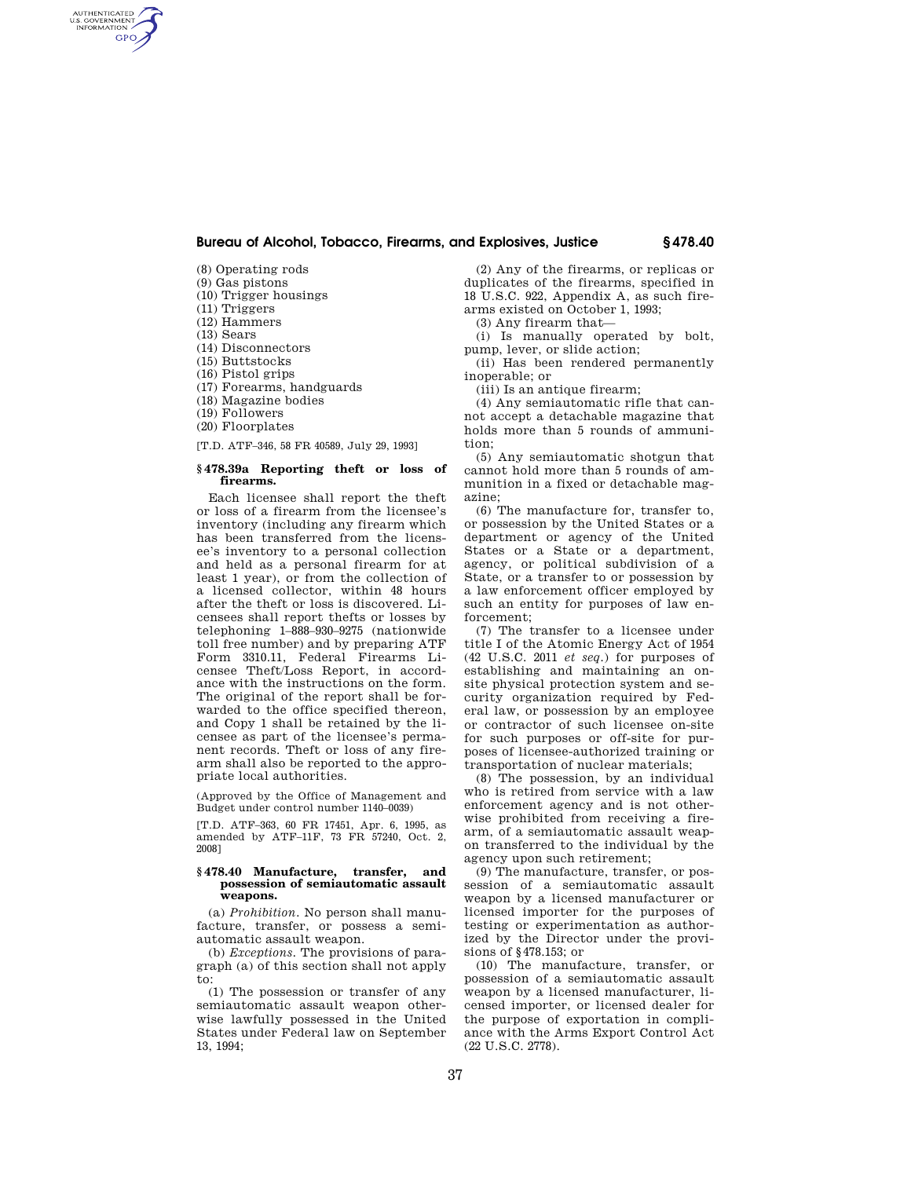(8) Operating rods
(9) Gas pistons
(10) Trigger housings
(11) Triggers
(12) Hammers
(13) Sears
(14) Disconnectors
(15) Buttstocks
(16) Pistol grips
(17) Forearms, handguards
(18) Magazine bodies
(19) Followers
(20) Floorplates

[T.D. ATF–346, 58 FR 40589, July 29, 1993]

### § 478.39a Reporting theft or loss of firearms.

Each licensee shall report the theft or loss of a firearm from the licensee's inventory (including any firearm which has been transferred from the licensee's inventory to a personal collection and held as a personal firearm for at least 1 year), or from the collection of a licensed collector, within 48 hours after the theft or loss is discovered. Licensees shall report thefts or losses by telephoning 1–888–930–9275 (nationwide toll free number) and by preparing ATF Form 3310.11, Federal Firearms Licensee Theft/Loss Report, in accordance with the instructions on the form. The original of the report shall be forwarded to the office specified thereon, and Copy 1 shall be retained by the licensee as part of the licensee's permanent records. Theft or loss of any firearm shall also be reported to the appropriate local authorities.

(Approved by the Office of Management and Budget under control number 1140–0039)

[T.D. ATF–363, 60 FR 17451, Apr. 6, 1995, as amended by ATF–11F, 73 FR 57240, Oct. 2, 2008]

### § 478.40 Manufacture, transfer, and possession of semiautomatic assault weapons.

(a) *Prohibition.* No person shall manufacture, transfer, or possess a semiautomatic assault weapon.

(b) *Exceptions.* The provisions of paragraph (a) of this section shall not apply to:

(1) The possession or transfer of any semiautomatic assault weapon otherwise lawfully possessed in the United States under Federal law on September 13, 1994;

(2) Any of the firearms, or replicas or duplicates of the firearms, specified in 18 U.S.C. 922, Appendix A, as such firearms existed on October 1, 1993;

(3) Any firearm that—

(i) Is manually operated by bolt, pump, lever, or slide action;

(ii) Has been rendered permanently inoperable; or

(iii) Is an antique firearm;

(4) Any semiautomatic rifle that cannot accept a detachable magazine that holds more than 5 rounds of ammunition;

(5) Any semiautomatic shotgun that cannot hold more than 5 rounds of ammunition in a fixed or detachable magazine;

(6) The manufacture for, transfer to, or possession by the United States or a department or agency of the United States or a State or a department, agency, or political subdivision of a State, or a transfer to or possession by a law enforcement officer employed by such an entity for purposes of law enforcement;

(7) The transfer to a licensee under title I of the Atomic Energy Act of 1954 (42 U.S.C. 2011 *et seq.*) for purposes of establishing and maintaining an on-site physical protection system and security organization required by Federal law, or possession by an employee or contractor of such licensee on-site for such purposes or off-site for purposes of licensee-authorized training or transportation of nuclear materials;

(8) The possession, by an individual who is retired from service with a law enforcement agency and is not otherwise prohibited from receiving a firearm, of a semiautomatic assault weapon transferred to the individual by the agency upon such retirement;

(9) The manufacture, transfer, or possession of a semiautomatic assault weapon by a licensed manufacturer or licensed importer for the purposes of testing or experimentation as authorized by the Director under the provisions of § 478.153; or

(10) The manufacture, transfer, or possession of a semiautomatic assault weapon by a licensed manufacturer, licensed importer, or licensed dealer for the purpose of exportation in compliance with the Arms Export Control Act (22 U.S.C. 2778).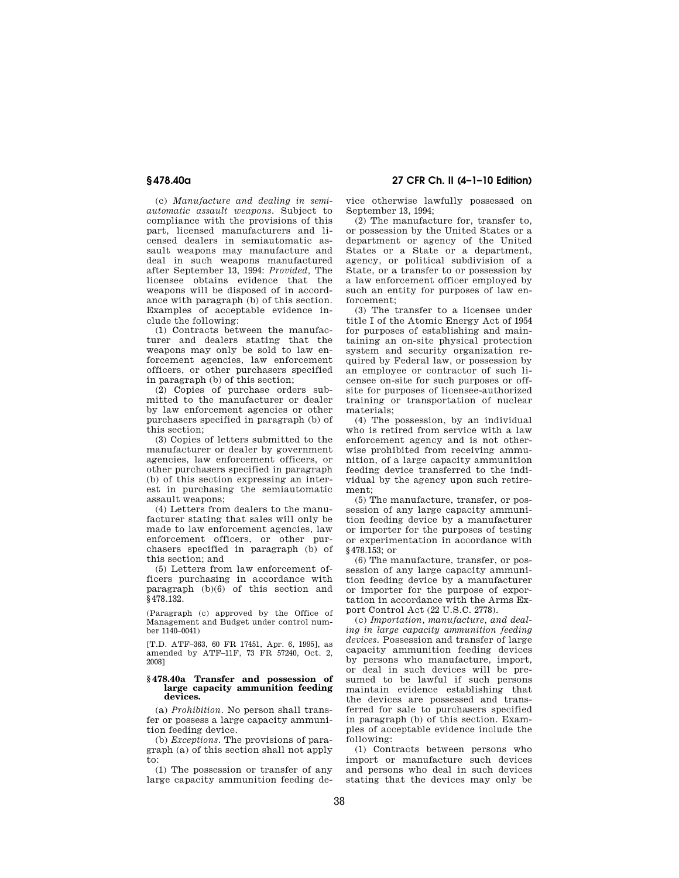(c) *Manufacture and dealing in semiautomatic assault weapons.* Subject to compliance with the provisions of this part, licensed manufacturers and licensed dealers in semiautomatic assault weapons may manufacture and deal in such weapons manufactured after September 13, 1994: *Provided,* The licensee obtains evidence that the weapons will be disposed of in accordance with paragraph (b) of this section. Examples of acceptable evidence include the following:

(1) Contracts between the manufacturer and dealers stating that the weapons may only be sold to law enforcement agencies, law enforcement officers, or other purchasers specified in paragraph (b) of this section;

(2) Copies of purchase orders submitted to the manufacturer or dealer by law enforcement agencies or other purchasers specified in paragraph (b) of this section;

(3) Copies of letters submitted to the manufacturer or dealer by government agencies, law enforcement officers, or other purchasers specified in paragraph (b) of this section expressing an interest in purchasing the semiautomatic assault weapons;

(4) Letters from dealers to the manufacturer stating that sales will only be made to law enforcement agencies, law enforcement officers, or other purchasers specified in paragraph (b) of this section; and

(5) Letters from law enforcement officers purchasing in accordance with paragraph (b)(6) of this section and §478.132.

(Paragraph (c) approved by the Office of Management and Budget under control number 1140–0041)

[T.D. ATF–363, 60 FR 17451, Apr. 6, 1995], as amended by ATF–11F, 73 FR 57240, Oct. 2, 2008]

### §478.40a Transfer and possession of large capacity ammunition feeding devices.

(a) *Prohibition.* No person shall transfer or possess a large capacity ammunition feeding device.

(b) *Exceptions.* The provisions of paragraph (a) of this section shall not apply to:

(1) The possession or transfer of any large capacity ammunition feeding device otherwise lawfully possessed on September 13, 1994;

(2) The manufacture for, transfer to, or possession by the United States or a department or agency of the United States or a State or a department, agency, or political subdivision of a State, or a transfer to or possession by a law enforcement officer employed by such an entity for purposes of law enforcement;

(3) The transfer to a licensee under title I of the Atomic Energy Act of 1954 for purposes of establishing and maintaining an on-site physical protection system and security organization required by Federal law, or possession by an employee or contractor of such licensee on-site for such purposes or off-site for purposes of licensee-authorized training or transportation of nuclear materials;

(4) The possession, by an individual who is retired from service with a law enforcement agency and is not otherwise prohibited from receiving ammunition, of a large capacity ammunition feeding device transferred to the individual by the agency upon such retirement;

(5) The manufacture, transfer, or possession of any large capacity ammunition feeding device by a manufacturer or importer for the purposes of testing or experimentation in accordance with §478.153; or

(6) The manufacture, transfer, or possession of any large capacity ammunition feeding device by a manufacturer or importer for the purpose of exportation in accordance with the Arms Export Control Act (22 U.S.C. 2778).

(c) *Importation, manufacture, and dealing in large capacity ammunition feeding devices.* Possession and transfer of large capacity ammunition feeding devices by persons who manufacture, import, or deal in such devices will be presumed to be lawful if such persons maintain evidence establishing that the devices are possessed and transferred for sale to purchasers specified in paragraph (b) of this section. Examples of acceptable evidence include the following:

(1) Contracts between persons who import or manufacture such devices and persons who deal in such devices stating that the devices may only be